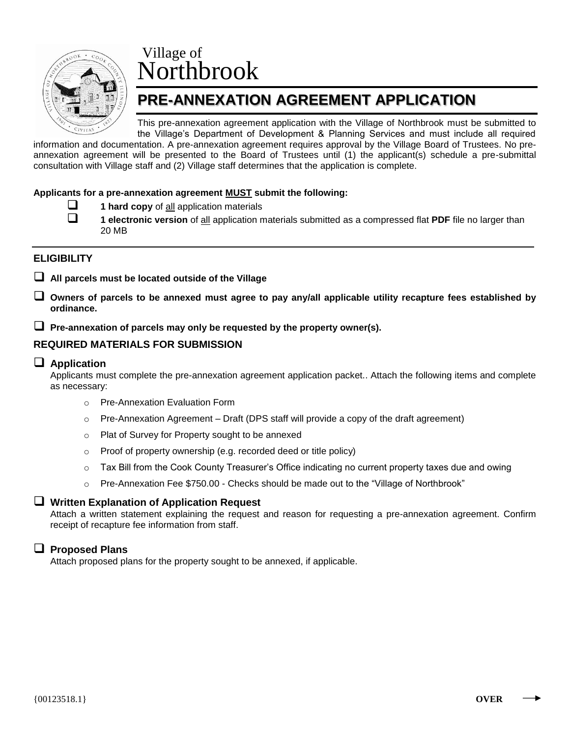Village of
# Northbrook

## PRE-ANNEXATION AGREEMENT APPLICATION

This pre-annexation agreement application with the Village of Northbrook must be submitted to the Village's Department of Development & Planning Services and must include all required information and documentation. A pre-annexation agreement requires approval by the Village Board of Trustees. No pre-annexation agreement will be presented to the Board of Trustees until (1) the applicant(s) schedule a pre-submittal consultation with Village staff and (2) Village staff determines that the application is complete.

**Applicants for a pre-annexation agreement MUST submit the following:**

- ❑ **1 hard copy** of all application materials
- ❑ **1 electronic version** of all application materials submitted as a compressed flat **PDF** file no larger than 20 MB

---

### ELIGIBILITY

- ❑ **All parcels must be located outside of the Village**
- ❑ **Owners of parcels to be annexed must agree to pay any/all applicable utility recapture fees established by ordinance.**
- ❑ **Pre-annexation of parcels may only be requested by the property owner(s).**

### REQUIRED MATERIALS FOR SUBMISSION

#### ❑ Application

Applicants must complete the pre-annexation agreement application packet.. Attach the following items and complete as necessary:

- Pre-Annexation Evaluation Form
- Pre-Annexation Agreement – Draft (DPS staff will provide a copy of the draft agreement)
- Plat of Survey for Property sought to be annexed
- Proof of property ownership (e.g. recorded deed or title policy)
- Tax Bill from the Cook County Treasurer's Office indicating no current property taxes due and owing
- Pre-Annexation Fee $750.00 - Checks should be made out to the "Village of Northbrook"

#### ❑ Written Explanation of Application Request

Attach a written statement explaining the request and reason for requesting a pre-annexation agreement. Confirm receipt of recapture fee information from staff.

#### ❑ Proposed Plans

Attach proposed plans for the property sought to be annexed, if applicable.

{00123518.1} **OVER** ⟶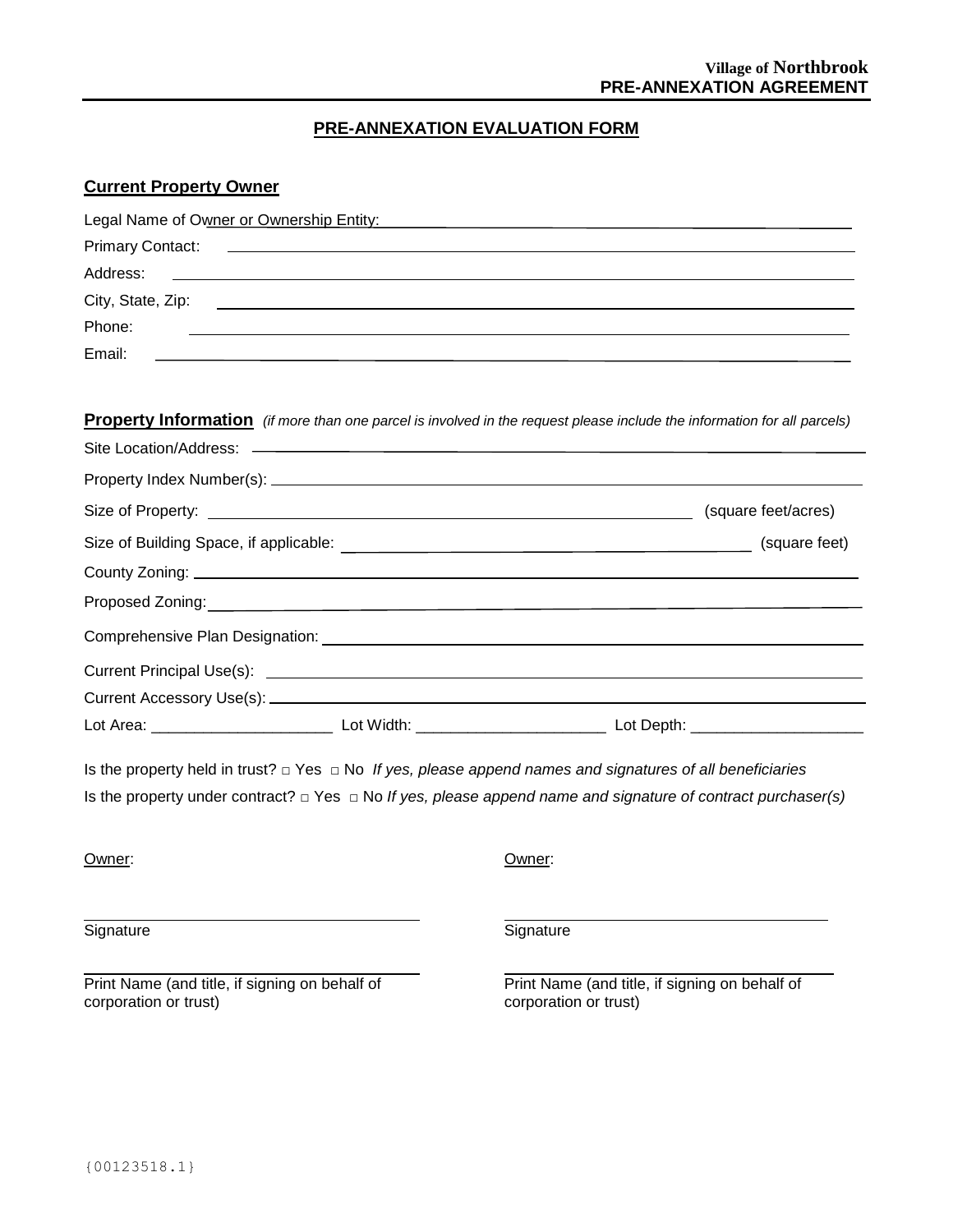## PRE-ANNEXATION EVALUATION FORM

### Current Property Owner

Legal Name of Owner or Ownership Entity: ______________________________

Primary Contact: ______________________________

Address: ______________________________

City, State, Zip: ______________________________

Phone: ______________________________

Email: ______________________________

### Property Information *(if more than one parcel is involved in the request please include the information for all parcels)*

Site Location/Address: ______________________________

Property Index Number(s): ______________________________

Size of Property: ______________________________ (square feet/acres)

Size of Building Space, if applicable: ______________________________ (square feet)

County Zoning: ______________________________

Proposed Zoning: ______________________________

Comprehensive Plan Designation: ______________________________

Current Principal Use(s): ______________________________

Current Accessory Use(s): ______________________________

Lot Area: ____________________ Lot Width: ____________________ Lot Depth: ____________________

Is the property held in trust? □ Yes □ No *If yes, please append names and signatures of all beneficiaries*

Is the property under contract? □ Yes □ No *If yes, please append name and signature of contract purchaser(s)*

Owner:

______________________________
Signature

______________________________
Print Name (and title, if signing on behalf of corporation or trust)

Owner:

______________________________
Signature

______________________________
Print Name (and title, if signing on behalf of corporation or trust)

{00123518.1}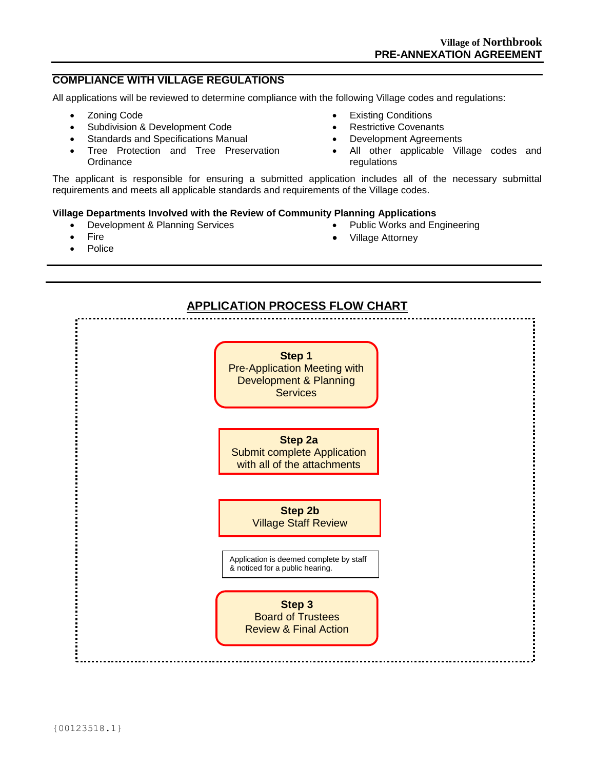## COMPLIANCE WITH VILLAGE REGULATIONS

All applications will be reviewed to determine compliance with the following Village codes and regulations:

- Zoning Code
- Subdivision & Development Code
- Standards and Specifications Manual
- Tree Protection and Tree Preservation Ordinance
- Existing Conditions
- Restrictive Covenants
- Development Agreements
- All other applicable Village codes and regulations

The applicant is responsible for ensuring a submitted application includes all of the necessary submittal requirements and meets all applicable standards and requirements of the Village codes.

**Village Departments Involved with the Review of Community Planning Applications**

- Development & Planning Services
- Fire
- Police
- Public Works and Engineering
- Village Attorney

## APPLICATION PROCESS FLOW CHART

**Step 1**
Pre-Application Meeting with Development & Planning Services

**Step 2a**
Submit complete Application with all of the attachments

**Step 2b**
Village Staff Review

Application is deemed complete by staff & noticed for a public hearing.

**Step 3**
Board of Trustees Review & Final Action

{00123518.1}